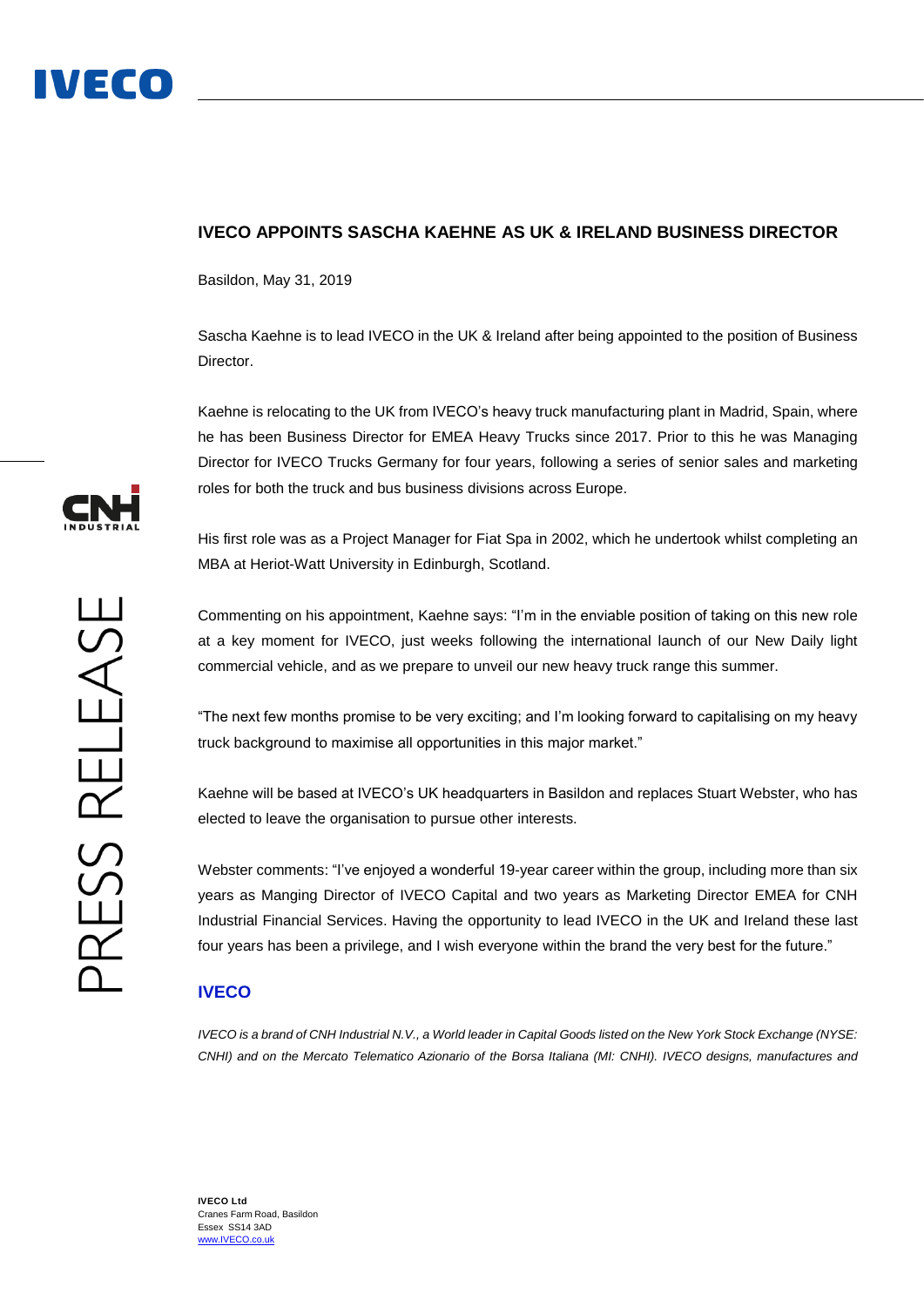# IVECO APPOINTS SASCHA KAEHNE AS UK & IRELAND BUSINESS DIRECTOR

Basildon, May 31, 2019

Sascha Kaehne is to lead IVECO in the UK & Ireland after being appointed to the position of Business Director.

Kaehne is relocating to the UK from IVECO's heavy truck manufacturing plant in Madrid, Spain, where he has been Business Director for EMEA Heavy Trucks since 2017. Prior to this he was Managing Director for IVECO Trucks Germany for four years, following a series of senior sales and marketing roles for both the truck and bus business divisions across Europe.

His first role was as a Project Manager for Fiat Spa in 2002, which he undertook whilst completing an MBA at Heriot-Watt University in Edinburgh, Scotland.

Commenting on his appointment, Kaehne says: "I'm in the enviable position of taking on this new role at a key moment for IVECO, just weeks following the international launch of our New Daily light commercial vehicle, and as we prepare to unveil our new heavy truck range this summer.

"The next few months promise to be very exciting; and I'm looking forward to capitalising on my heavy truck background to maximise all opportunities in this major market."

Kaehne will be based at IVECO's UK headquarters in Basildon and replaces Stuart Webster, who has elected to leave the organisation to pursue other interests.

Webster comments: "I've enjoyed a wonderful 19-year career within the group, including more than six years as Manging Director of IVECO Capital and two years as Marketing Director EMEA for CNH Industrial Financial Services. Having the opportunity to lead IVECO in the UK and Ireland these last four years has been a privilege, and I wish everyone within the brand the very best for the future."

## IVECO

*IVECO is a brand of CNH Industrial N.V., a World leader in Capital Goods listed on the New York Stock Exchange (NYSE: CNHI) and on the Mercato Telematico Azionario of the Borsa Italiana (MI: CNHI). IVECO designs, manufactures and*

**IVECO Ltd**
Cranes Farm Road, Basildon
Essex SS14 3AD
www.IVECO.co.uk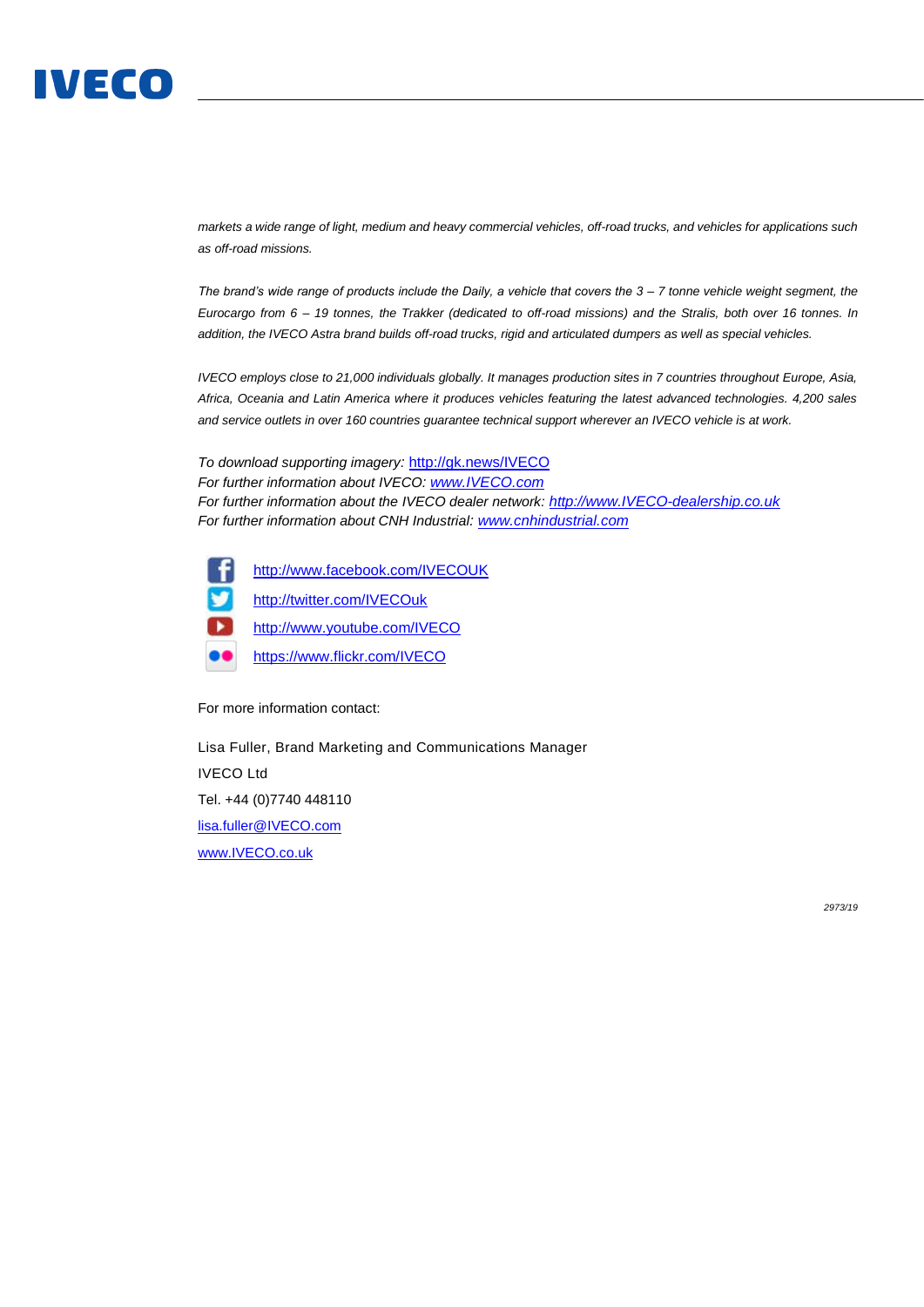*markets a wide range of light, medium and heavy commercial vehicles, off-road trucks, and vehicles for applications such as off-road missions.*

*The brand's wide range of products include the Daily, a vehicle that covers the 3 – 7 tonne vehicle weight segment, the Eurocargo from 6 – 19 tonnes, the Trakker (dedicated to off-road missions) and the Stralis, both over 16 tonnes. In addition, the IVECO Astra brand builds off-road trucks, rigid and articulated dumpers as well as special vehicles.*

*IVECO employs close to 21,000 individuals globally. It manages production sites in 7 countries throughout Europe, Asia, Africa, Oceania and Latin America where it produces vehicles featuring the latest advanced technologies. 4,200 sales and service outlets in over 160 countries guarantee technical support wherever an IVECO vehicle is at work.*

*To download supporting imagery:* http://gk.news/IVECO
*For further information about IVECO: www.IVECO.com*
*For further information about the IVECO dealer network: http://www.IVECO-dealership.co.uk*
*For further information about CNH Industrial: www.cnhindustrial.com*

http://www.facebook.com/IVECOUK
http://twitter.com/IVECOuk
http://www.youtube.com/IVECO
https://www.flickr.com/IVECO

For more information contact:

Lisa Fuller, Brand Marketing and Communications Manager
IVECO Ltd
Tel. +44 (0)7740 448110
lisa.fuller@IVECO.com
www.IVECO.co.uk

*2973/19*